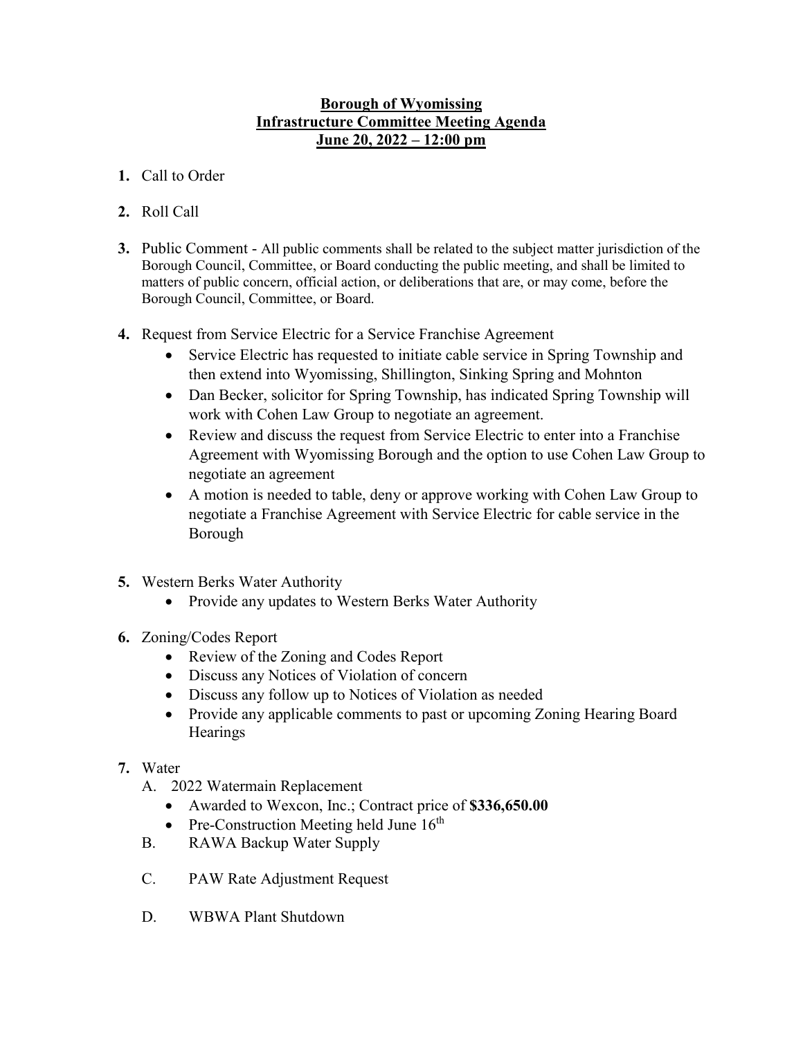# Borough of Wyomissing
## Infrastructure Committee Meeting Agenda
## June 20, 2022 – 12:00 pm

1. Call to Order

2. Roll Call

3. Public Comment - All public comments shall be related to the subject matter jurisdiction of the Borough Council, Committee, or Board conducting the public meeting, and shall be limited to matters of public concern, official action, or deliberations that are, or may come, before the Borough Council, Committee, or Board.

4. Request from Service Electric for a Service Franchise Agreement
   - Service Electric has requested to initiate cable service in Spring Township and then extend into Wyomissing, Shillington, Sinking Spring and Mohnton
   - Dan Becker, solicitor for Spring Township, has indicated Spring Township will work with Cohen Law Group to negotiate an agreement.
   - Review and discuss the request from Service Electric to enter into a Franchise Agreement with Wyomissing Borough and the option to use Cohen Law Group to negotiate an agreement
   - A motion is needed to table, deny or approve working with Cohen Law Group to negotiate a Franchise Agreement with Service Electric for cable service in the Borough

5. Western Berks Water Authority
   - Provide any updates to Western Berks Water Authority

6. Zoning/Codes Report
   - Review of the Zoning and Codes Report
   - Discuss any Notices of Violation of concern
   - Discuss any follow up to Notices of Violation as needed
   - Provide any applicable comments to past or upcoming Zoning Hearing Board Hearings

7. Water

   A. 2022 Watermain Replacement
   - Awarded to Wexcon, Inc.; Contract price of **$336,650.00**
   - Pre-Construction Meeting held June 16th

   B. RAWA Backup Water Supply

   C. PAW Rate Adjustment Request

   D. WBWA Plant Shutdown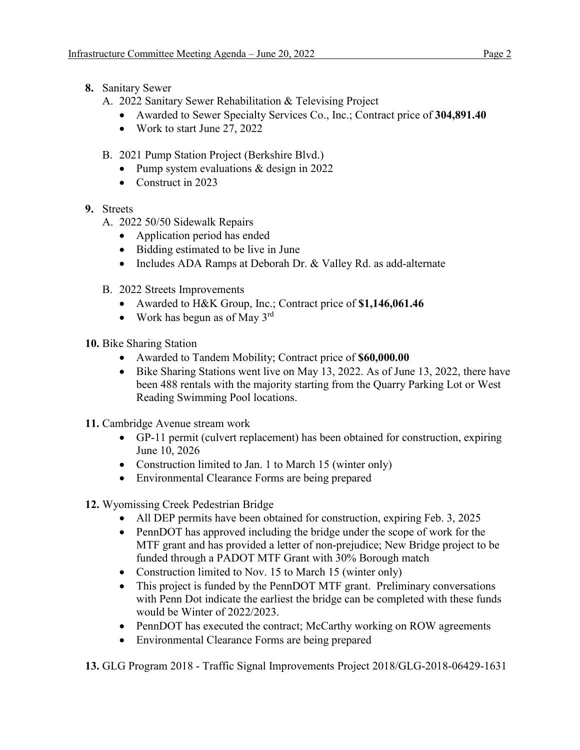**8.** Sanitary Sewer

A. 2022 Sanitary Sewer Rehabilitation & Televising Project
- Awarded to Sewer Specialty Services Co., Inc.; Contract price of **304,891.40**
- Work to start June 27, 2022

B. 2021 Pump Station Project (Berkshire Blvd.)
- Pump system evaluations & design in 2022
- Construct in 2023

**9.** Streets

A. 2022 50/50 Sidewalk Repairs
- Application period has ended
- Bidding estimated to be live in June
- Includes ADA Ramps at Deborah Dr. & Valley Rd. as add-alternate

B. 2022 Streets Improvements
- Awarded to H&K Group, Inc.; Contract price of **$1,146,061.46**
- Work has begun as of May 3rd

**10.** Bike Sharing Station
- Awarded to Tandem Mobility; Contract price of **$60,000.00**
- Bike Sharing Stations went live on May 13, 2022. As of June 13, 2022, there have been 488 rentals with the majority starting from the Quarry Parking Lot or West Reading Swimming Pool locations.

**11.** Cambridge Avenue stream work
- GP-11 permit (culvert replacement) has been obtained for construction, expiring June 10, 2026
- Construction limited to Jan. 1 to March 15 (winter only)
- Environmental Clearance Forms are being prepared

**12.** Wyomissing Creek Pedestrian Bridge
- All DEP permits have been obtained for construction, expiring Feb. 3, 2025
- PennDOT has approved including the bridge under the scope of work for the MTF grant and has provided a letter of non-prejudice; New Bridge project to be funded through a PADOT MTF Grant with 30% Borough match
- Construction limited to Nov. 15 to March 15 (winter only)
- This project is funded by the PennDOT MTF grant. Preliminary conversations with Penn Dot indicate the earliest the bridge can be completed with these funds would be Winter of 2022/2023.
- PennDOT has executed the contract; McCarthy working on ROW agreements
- Environmental Clearance Forms are being prepared

**13.** GLG Program 2018 - Traffic Signal Improvements Project 2018/GLG-2018-06429-1631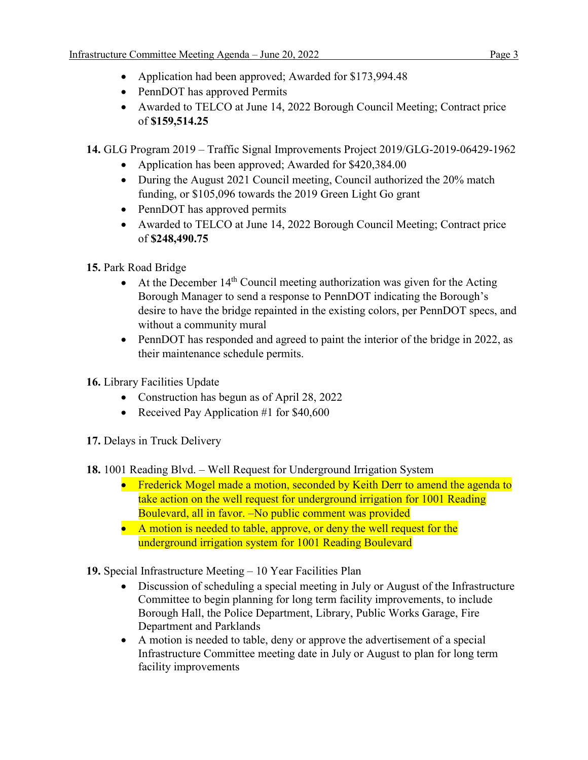- Application had been approved; Awarded for $173,994.48
- PennDOT has approved Permits
- Awarded to TELCO at June 14, 2022 Borough Council Meeting; Contract price of **$159,514.25**

**14.** GLG Program 2019 – Traffic Signal Improvements Project 2019/GLG-2019-06429-1962

- Application has been approved; Awarded for $420,384.00
- During the August 2021 Council meeting, Council authorized the 20% match funding, or $105,096 towards the 2019 Green Light Go grant
- PennDOT has approved permits
- Awarded to TELCO at June 14, 2022 Borough Council Meeting; Contract price of **$248,490.75**

**15.** Park Road Bridge

- At the December 14th Council meeting authorization was given for the Acting Borough Manager to send a response to PennDOT indicating the Borough's desire to have the bridge repainted in the existing colors, per PennDOT specs, and without a community mural
- PennDOT has responded and agreed to paint the interior of the bridge in 2022, as their maintenance schedule permits.

**16.** Library Facilities Update

- Construction has begun as of April 28, 2022
- Received Pay Application #1 for $40,600

**17.** Delays in Truck Delivery

**18.** 1001 Reading Blvd. – Well Request for Underground Irrigation System

- Frederick Mogel made a motion, seconded by Keith Derr to amend the agenda to take action on the well request for underground irrigation for 1001 Reading Boulevard, all in favor. –No public comment was provided
- A motion is needed to table, approve, or deny the well request for the underground irrigation system for 1001 Reading Boulevard

**19.** Special Infrastructure Meeting – 10 Year Facilities Plan

- Discussion of scheduling a special meeting in July or August of the Infrastructure Committee to begin planning for long term facility improvements, to include Borough Hall, the Police Department, Library, Public Works Garage, Fire Department and Parklands
- A motion is needed to table, deny or approve the advertisement of a special Infrastructure Committee meeting date in July or August to plan for long term facility improvements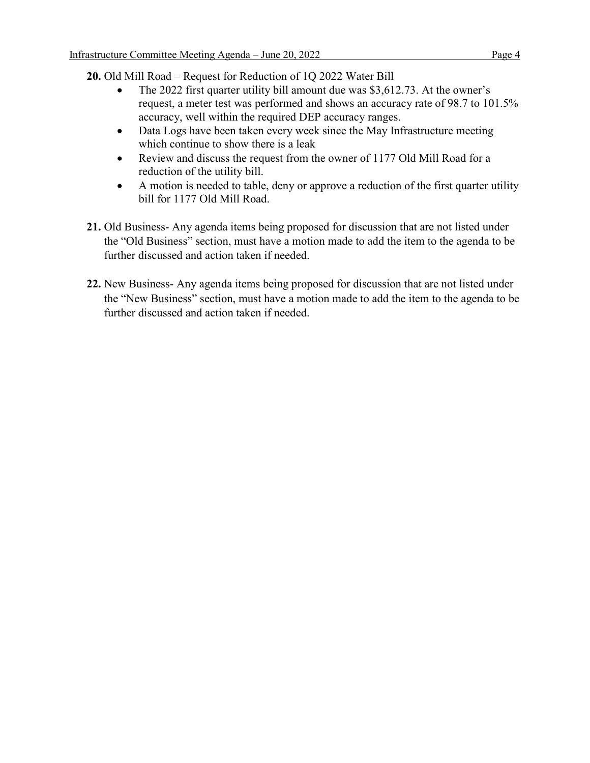**20.** Old Mill Road – Request for Reduction of 1Q 2022 Water Bill

- The 2022 first quarter utility bill amount due was $3,612.73. At the owner's request, a meter test was performed and shows an accuracy rate of 98.7 to 101.5% accuracy, well within the required DEP accuracy ranges.
- Data Logs have been taken every week since the May Infrastructure meeting which continue to show there is a leak
- Review and discuss the request from the owner of 1177 Old Mill Road for a reduction of the utility bill.
- A motion is needed to table, deny or approve a reduction of the first quarter utility bill for 1177 Old Mill Road.

**21.** Old Business- Any agenda items being proposed for discussion that are not listed under the "Old Business" section, must have a motion made to add the item to the agenda to be further discussed and action taken if needed.

**22.** New Business- Any agenda items being proposed for discussion that are not listed under the "New Business" section, must have a motion made to add the item to the agenda to be further discussed and action taken if needed.